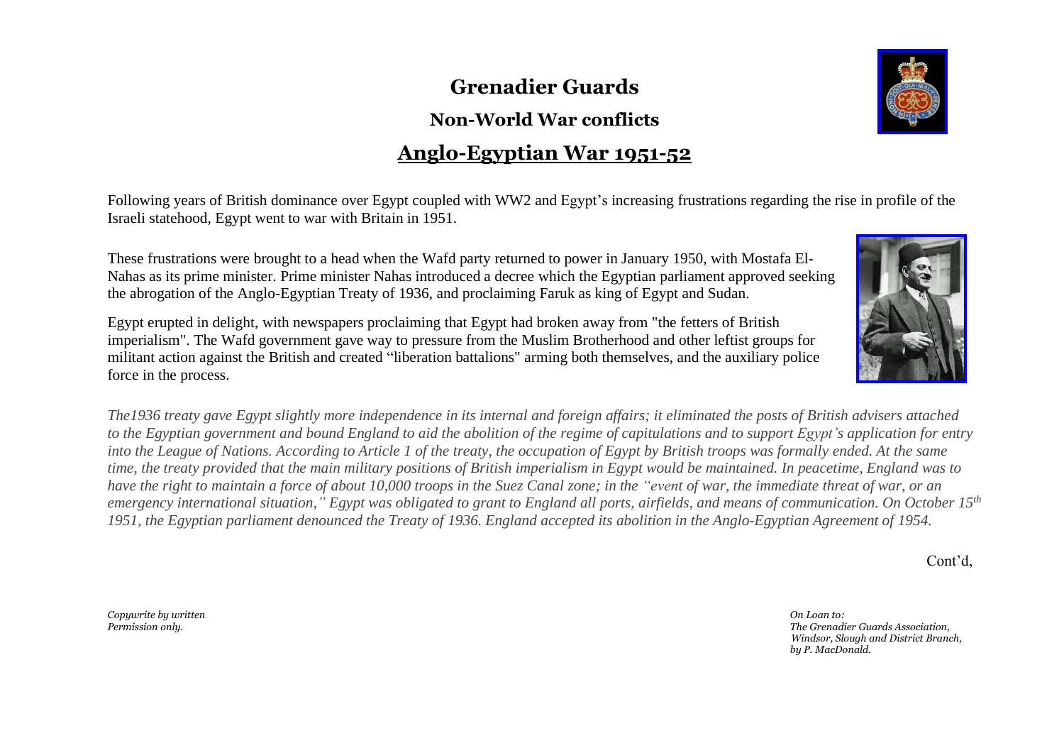# Grenadier Guards

## Non-World War conflicts

## Anglo-Egyptian War 1951-52

Following years of British dominance over Egypt coupled with WW2 and Egypt's increasing frustrations regarding the rise in profile of the Israeli statehood, Egypt went to war with Britain in 1951.

These frustrations were brought to a head when the Wafd party returned to power in January 1950, with Mostafa El-Nahas as its prime minister. Prime minister Nahas introduced a decree which the Egyptian parliament approved seeking the abrogation of the Anglo-Egyptian Treaty of 1936, and proclaiming Faruk as king of Egypt and Sudan.

Egypt erupted in delight, with newspapers proclaiming that Egypt had broken away from "the fetters of British imperialism". The Wafd government gave way to pressure from the Muslim Brotherhood and other leftist groups for militant action against the British and created "liberation battalions" arming both themselves, and the auxiliary police force in the process.

*The1936 treaty gave Egypt slightly more independence in its internal and foreign affairs; it eliminated the posts of British advisers attached to the Egyptian government and bound England to aid the abolition of the regime of capitulations and to support Egypt's application for entry into the League of Nations. According to Article 1 of the treaty, the occupation of Egypt by British troops was formally ended. At the same time, the treaty provided that the main military positions of British imperialism in Egypt would be maintained. In peacetime, England was to have the right to maintain a force of about 10,000 troops in the Suez Canal zone; in the "event of war, the immediate threat of war, or an emergency international situation," Egypt was obligated to grant to England all ports, airfields, and means of communication. On October 15th 1951, the Egyptian parliament denounced the Treaty of 1936. England accepted its abolition in the Anglo-Egyptian Agreement of 1954.*

Cont'd,

*Copywrite by written Permission only.*

*On Loan to: The Grenadier Guards Association, Windsor, Slough and District Branch, by P. MacDonald.*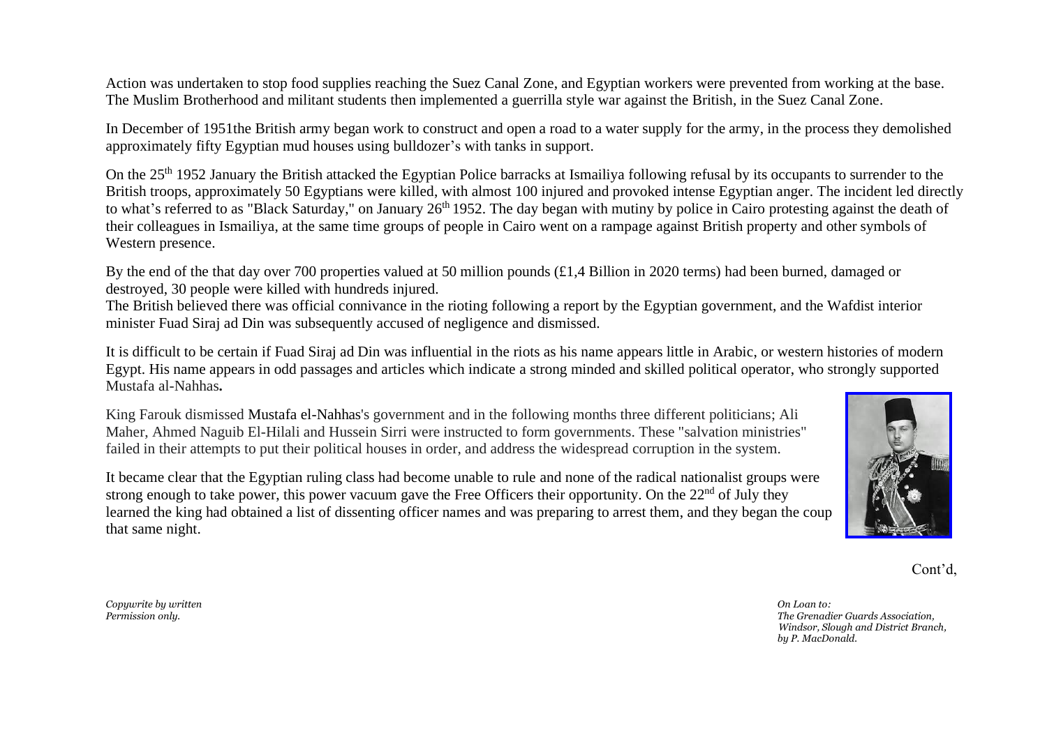Action was undertaken to stop food supplies reaching the Suez Canal Zone, and Egyptian workers were prevented from working at the base. The Muslim Brotherhood and militant students then implemented a guerrilla style war against the British, in the Suez Canal Zone.

In December of 1951the British army began work to construct and open a road to a water supply for the army, in the process they demolished approximately fifty Egyptian mud houses using bulldozer's with tanks in support.

On the 25th 1952 January the British attacked the Egyptian Police barracks at Ismailiya following refusal by its occupants to surrender to the British troops, approximately 50 Egyptians were killed, with almost 100 injured and provoked intense Egyptian anger. The incident led directly to what's referred to as "Black Saturday," on January 26th 1952. The day began with mutiny by police in Cairo protesting against the death of their colleagues in Ismailiya, at the same time groups of people in Cairo went on a rampage against British property and other symbols of Western presence.

By the end of the that day over 700 properties valued at 50 million pounds (£1,4 Billion in 2020 terms) had been burned, damaged or destroyed, 30 people were killed with hundreds injured.
The British believed there was official connivance in the rioting following a report by the Egyptian government, and the Wafdist interior minister Fuad Siraj ad Din was subsequently accused of negligence and dismissed.

It is difficult to be certain if Fuad Siraj ad Din was influential in the riots as his name appears little in Arabic, or western histories of modern Egypt. His name appears in odd passages and articles which indicate a strong minded and skilled political operator, who strongly supported Mustafa al-Nahhas**.**

King Farouk dismissed Mustafa el-Nahhas's government and in the following months three different politicians; Ali Maher, Ahmed Naguib El-Hilali and Hussein Sirri were instructed to form governments. These "salvation ministries" failed in their attempts to put their political houses in order, and address the widespread corruption in the system.

It became clear that the Egyptian ruling class had become unable to rule and none of the radical nationalist groups were strong enough to take power, this power vacuum gave the Free Officers their opportunity. On the 22nd of July they learned the king had obtained a list of dissenting officer names and was preparing to arrest them, and they began the coup that same night.

Cont'd,

*Copywrite by written Permission only.*

*On Loan to: The Grenadier Guards Association, Windsor, Slough and District Branch, by P. MacDonald.*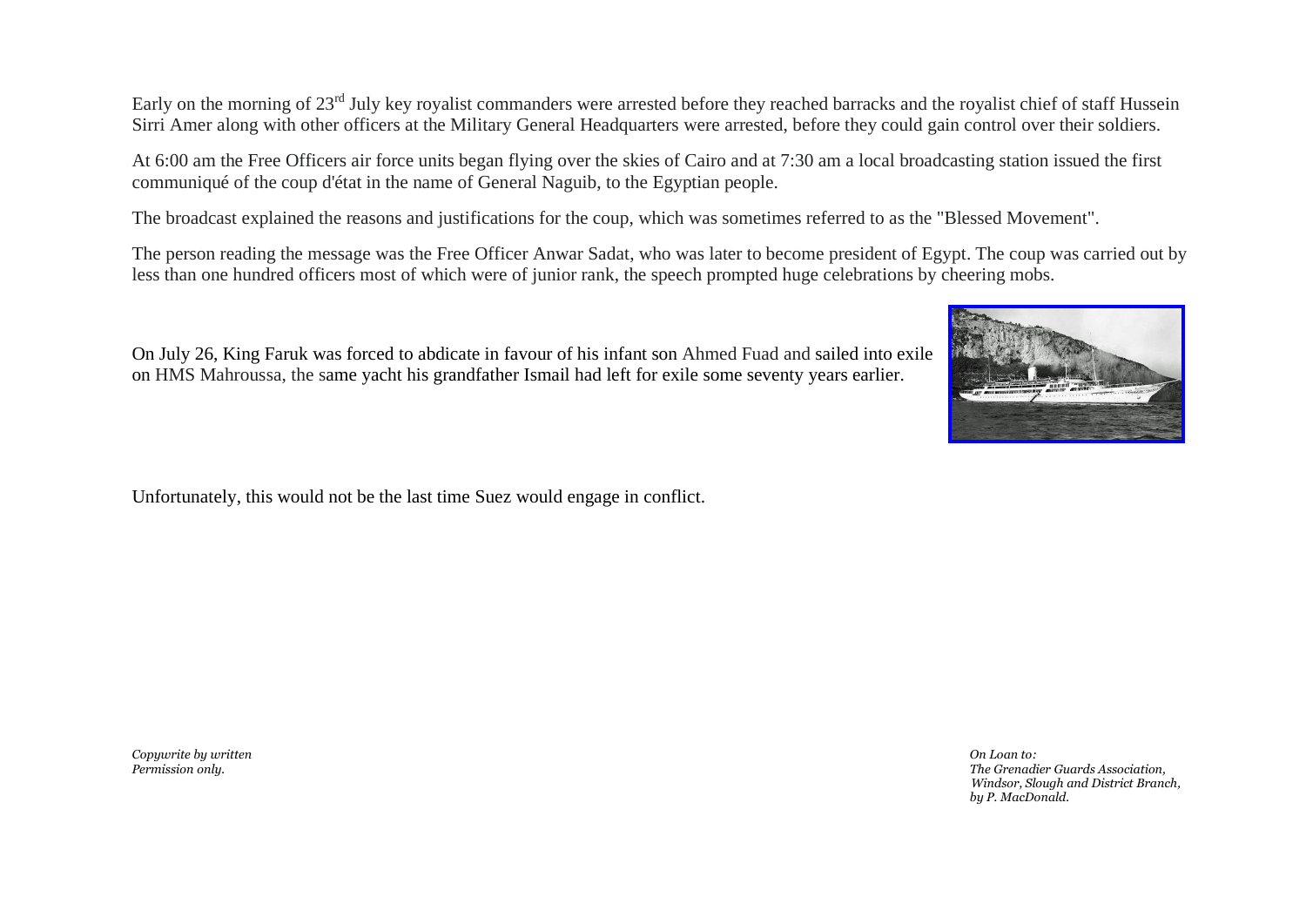Early on the morning of 23rd July key royalist commanders were arrested before they reached barracks and the royalist chief of staff Hussein Sirri Amer along with other officers at the Military General Headquarters were arrested, before they could gain control over their soldiers.

At 6:00 am the Free Officers air force units began flying over the skies of Cairo and at 7:30 am a local broadcasting station issued the first communiqué of the coup d'état in the name of General Naguib, to the Egyptian people.

The broadcast explained the reasons and justifications for the coup, which was sometimes referred to as the "Blessed Movement".

The person reading the message was the Free Officer Anwar Sadat, who was later to become president of Egypt. The coup was carried out by less than one hundred officers most of which were of junior rank, the speech prompted huge celebrations by cheering mobs.

On July 26, King Faruk was forced to abdicate in favour of his infant son Ahmed Fuad and sailed into exile on HMS Mahroussa, the same yacht his grandfather Ismail had left for exile some seventy years earlier.

Unfortunately, this would not be the last time Suez would engage in conflict.

*Copywrite by written Permission only.*

*On Loan to: The Grenadier Guards Association, Windsor, Slough and District Branch, by P. MacDonald.*